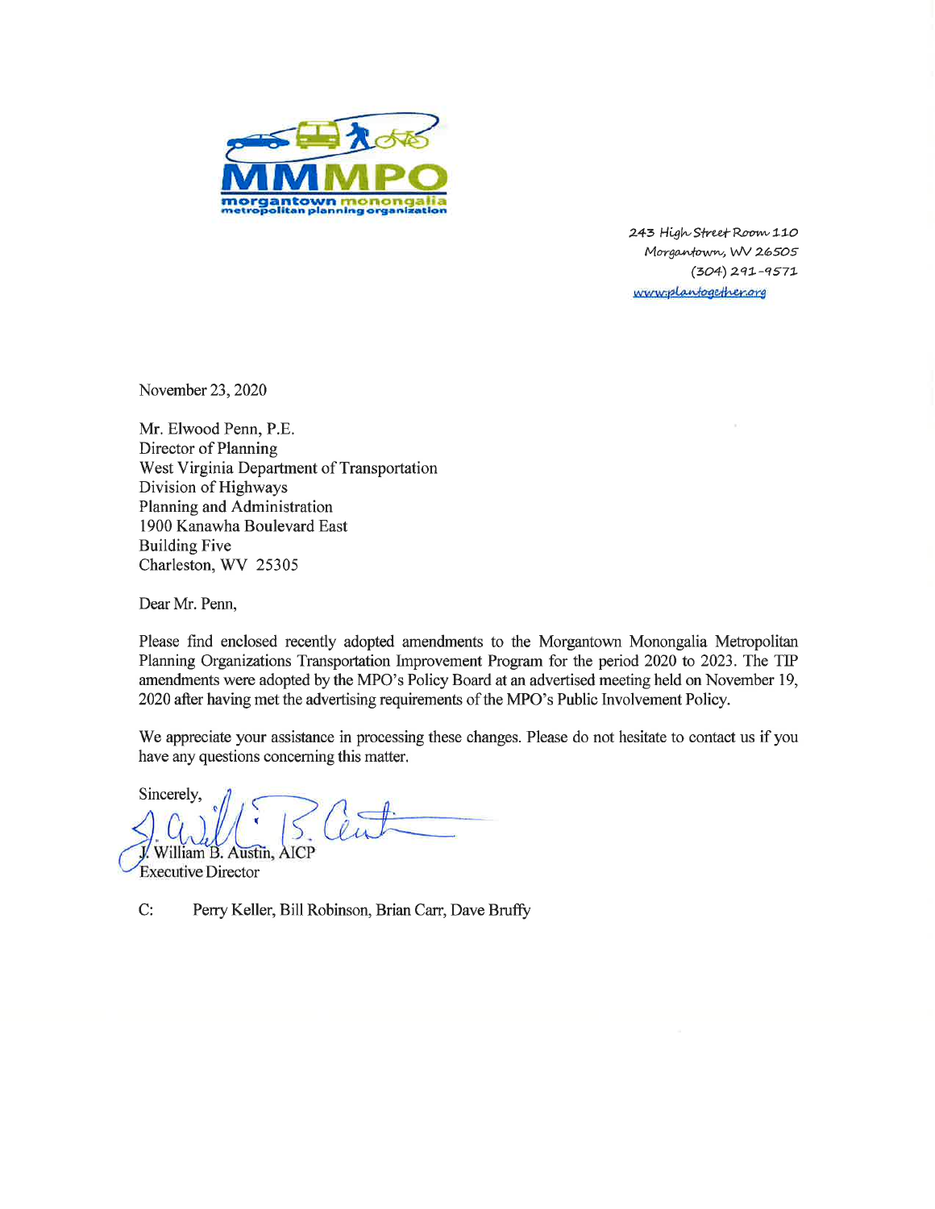**MMMPO**
morgantown monongalia metropolitan planning organization

243 High Street Room 110
Morgantown, WV 26505
(304) 291-9571
www.plantogether.org

November 23, 2020

Mr. Elwood Penn, P.E.
Director of Planning
West Virginia Department of Transportation
Division of Highways
Planning and Administration
1900 Kanawha Boulevard East
Building Five
Charleston, WV 25305

Dear Mr. Penn,

Please find enclosed recently adopted amendments to the Morgantown Monongalia Metropolitan Planning Organizations Transportation Improvement Program for the period 2020 to 2023. The TIP amendments were adopted by the MPO's Policy Board at an advertised meeting held on November 19, 2020 after having met the advertising requirements of the MPO's Public Involvement Policy.

We appreciate your assistance in processing these changes. Please do not hesitate to contact us if you have any questions concerning this matter.

Sincerely,

J. William B. Austin, AICP
Executive Director

C: Perry Keller, Bill Robinson, Brian Carr, Dave Bruffy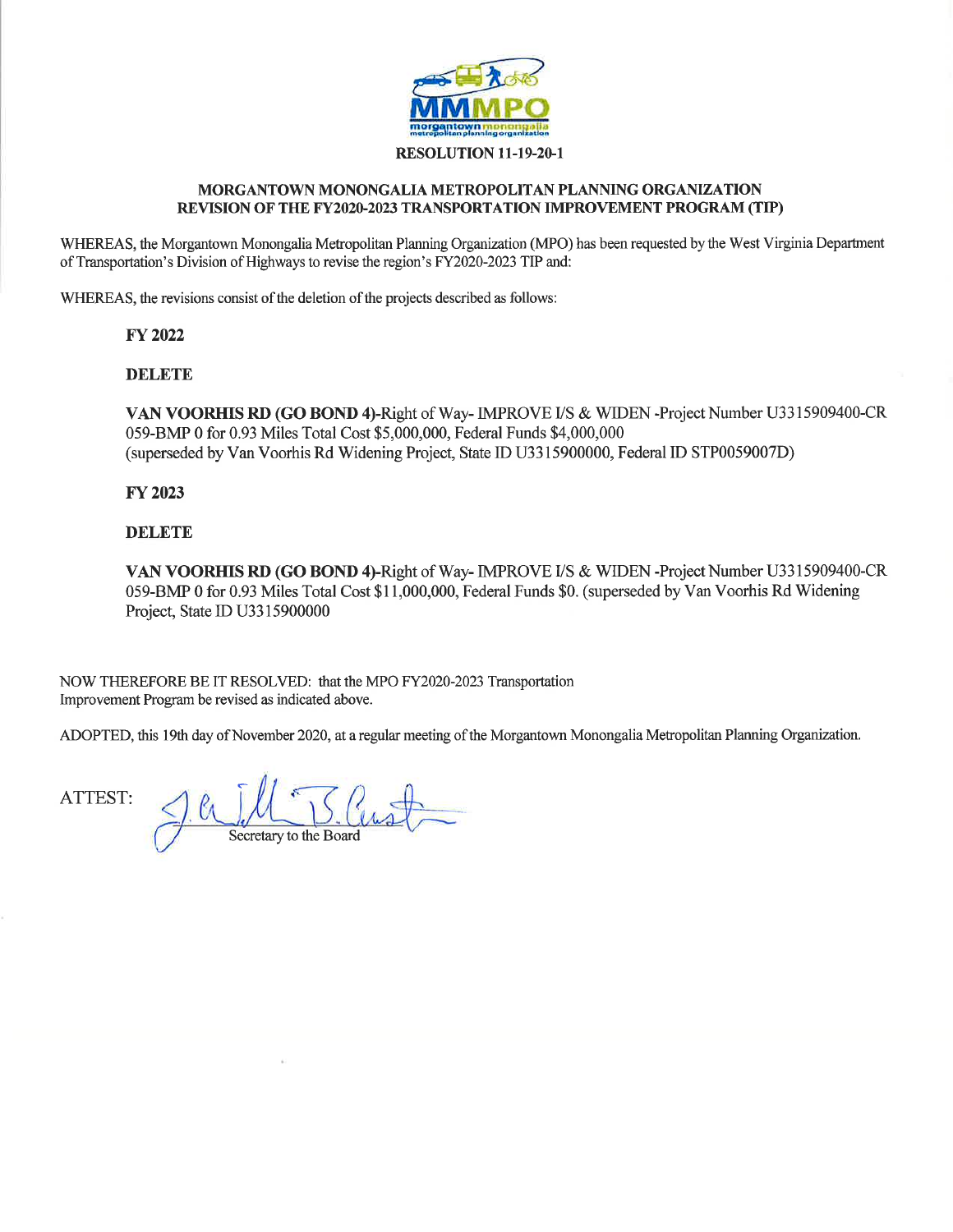**RESOLUTION 11-19-20-1**

**MORGANTOWN MONONGALIA METROPOLITAN PLANNING ORGANIZATION**
**REVISION OF THE FY2020-2023 TRANSPORTATION IMPROVEMENT PROGRAM (TIP)**

WHEREAS, the Morgantown Monongalia Metropolitan Planning Organization (MPO) has been requested by the West Virginia Department of Transportation's Division of Highways to revise the region's FY2020-2023 TIP and:

WHEREAS, the revisions consist of the deletion of the projects described as follows:

**FY 2022**

**DELETE**

**VAN VOORHIS RD (GO BOND 4)**-Right of Way- IMPROVE I/S & WIDEN -Project Number U3315909400-CR 059-BMP 0 for 0.93 Miles Total Cost $5,000,000, Federal Funds $4,000,000 (superseded by Van Voorhis Rd Widening Project, State ID U3315900000, Federal ID STP0059007D)

**FY 2023**

**DELETE**

**VAN VOORHIS RD (GO BOND 4)**-Right of Way- IMPROVE I/S & WIDEN -Project Number U3315909400-CR 059-BMP 0 for 0.93 Miles Total Cost $11,000,000, Federal Funds $0. (superseded by Van Voorhis Rd Widening Project, State ID U3315900000

NOW THEREFORE BE IT RESOLVED: that the MPO FY2020-2023 Transportation Improvement Program be revised as indicated above.

ADOPTED, this 19th day of November 2020, at a regular meeting of the Morgantown Monongalia Metropolitan Planning Organization.

ATTEST: ______________________
Secretary to the Board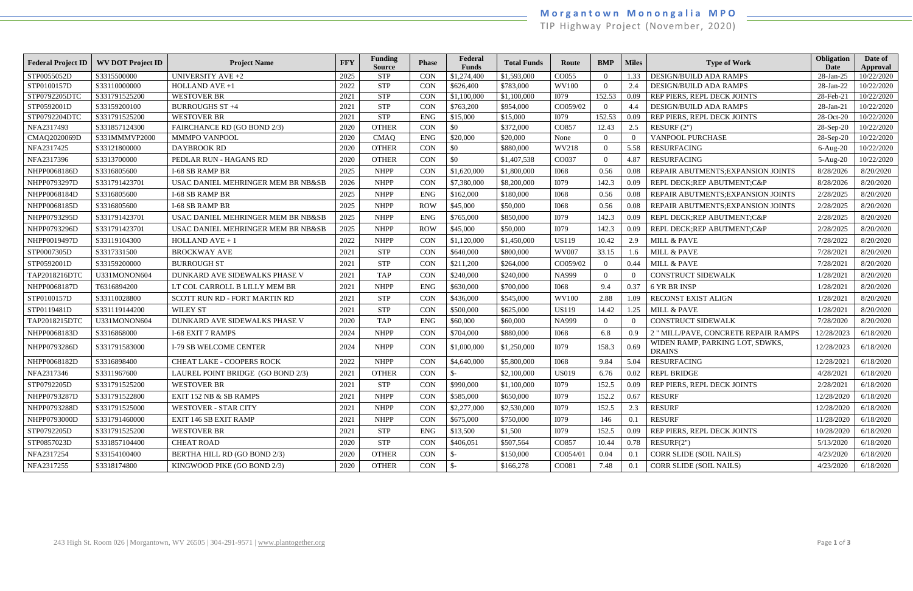# Morgantown Monongalia MPO

TIP Highway Project (November, 2020)

| Federal Project ID | WV DOT Project ID | Project Name | FFY | Funding Source | Phase | Federal Funds | Total Funds | Route | BMP | Miles | Type of Work | Obligation Date | Date of Approval |
|---|---|---|---|---|---|---|---|---|---|---|---|---|---|
| STP0055052D | S3315500000 | UNIVERSITY AVE +2 | 2025 | STP | CON | $1,274,400 | $1,593,000 | CO055 | 0 | 1.33 | DESIGN/BUILD ADA RAMPS | 28-Jan-25 | 10/22/2020 |
| STP0100157D | S33110000000 | HOLLAND AVE +1 | 2022 | STP | CON | $626,400 | $783,000 | WV100 | 0 | 2.4 | DESIGN/BUILD ADA RAMPS | 28-Jan-22 | 10/22/2020 |
| STP0792205DTC | S331791525200 | WESTOVER BR | 2021 | STP | CON | $1,100,000 | $1,100,000 | I079 | 152.53 | 0.09 | REP PIERS, REPL DECK JOINTS | 28-Feb-21 | 10/22/2020 |
| STP0592001D | S33159200100 | BURROUGHS ST +4 | 2021 | STP | CON | $763,200 | $954,000 | CO059/02 | 0 | 4.4 | DESIGN/BUILD ADA RAMPS | 28-Jan-21 | 10/22/2020 |
| STP0792204DTC | S331791525200 | WESTOVER BR | 2021 | STP | ENG | $15,000 | $15,000 | I079 | 152.53 | 0.09 | REP PIERS, REPL DECK JOINTS | 28-Oct-20 | 10/22/2020 |
| NFA2317493 | S331857124300 | FAIRCHANCE RD (GO BOND 2/3) | 2020 | OTHER | CON | $0 | $372,000 | CO857 | 12.43 | 2.5 | RESURF (2") | 28-Sep-20 | 10/22/2020 |
| CMAQ2020069D | S331MMMVP2000 | MMMPO VANPOOL | 2020 | CMAQ | ENG | $20,000 | $20,000 | None | 0 | 0 | VANPOOL PURCHASE | 28-Sep-20 | 10/22/2020 |
| NFA2317425 | S33121800000 | DAYBROOK RD | 2020 | OTHER | CON | $0 | $880,000 | WV218 | 0 | 5.58 | RESURFACING | 6-Aug-20 | 10/22/2020 |
| NFA2317396 | S3313700000 | PEDLAR RUN - HAGANS RD | 2020 | OTHER | CON | $0 | $1,407,538 | CO037 | 0 | 4.87 | RESURFACING | 5-Aug-20 | 10/22/2020 |
| NHPP0068186D | S3316805600 | I-68 SB RAMP BR | 2025 | NHPP | CON | $1,620,000 | $1,800,000 | I068 | 0.56 | 0.08 | REPAIR ABUTMENTS;EXPANSION JOINTS | 8/28/2026 | 8/20/2020 |
| NHPP0793297D | S331791423701 | USAC DANIEL MEHRINGER MEM BR NB&SB | 2026 | NHPP | CON | $7,380,000 | $8,200,000 | I079 | 142.3 | 0.09 | REPL DECK;REP ABUTMENT;C&P | 8/28/2026 | 8/20/2020 |
| NHPP0068184D | S3316805600 | I-68 SB RAMP BR | 2025 | NHPP | ENG | $162,000 | $180,000 | I068 | 0.56 | 0.08 | REPAIR ABUTMENTS;EXPANSION JOINTS | 2/28/2025 | 8/20/2020 |
| NHPP0068185D | S3316805600 | I-68 SB RAMP BR | 2025 | NHPP | ROW | $45,000 | $50,000 | I068 | 0.56 | 0.08 | REPAIR ABUTMENTS;EXPANSION JOINTS | 2/28/2025 | 8/20/2020 |
| NHPP0793295D | S331791423701 | USAC DANIEL MEHRINGER MEM BR NB&SB | 2025 | NHPP | ENG | $765,000 | $850,000 | I079 | 142.3 | 0.09 | REPL DECK;REP ABUTMENT;C&P | 2/28/2025 | 8/20/2020 |
| NHPP0793296D | S331791423701 | USAC DANIEL MEHRINGER MEM BR NB&SB | 2025 | NHPP | ROW | $45,000 | $50,000 | I079 | 142.3 | 0.09 | REPL DECK;REP ABUTMENT;C&P | 2/28/2025 | 8/20/2020 |
| NHPP0019497D | S33119104300 | HOLLAND AVE + 1 | 2022 | NHPP | CON | $1,120,000 | $1,450,000 | US119 | 10.42 | 2.9 | MILL & PAVE | 7/28/2022 | 8/20/2020 |
| STP0007305D | S3317331500 | BROCKWAY AVE | 2021 | STP | CON | $640,000 | $800,000 | WV007 | 33.15 | 1.6 | MILL & PAVE | 7/28/2021 | 8/20/2020 |
| STP0592001D | S33159200000 | BURROUGH ST | 2021 | STP | CON | $211,200 | $264,000 | CO059/02 | 0 | 0.44 | MILL & PAVE | 7/28/2021 | 8/20/2020 |
| TAP2018216DTC | U331MONON604 | DUNKARD AVE SIDEWALKS PHASE V | 2021 | TAP | CON | $240,000 | $240,000 | NA999 | 0 | 0 | CONSTRUCT SIDEWALK | 1/28/2021 | 8/20/2020 |
| NHPP0068187D | T6316894200 | LT COL CARROLL B LILLY MEM BR | 2021 | NHPP | ENG | $630,000 | $700,000 | I068 | 9.4 | 0.37 | 6 YR BR INSP | 1/28/2021 | 8/20/2020 |
| STP0100157D | S33110028800 | SCOTT RUN RD - FORT MARTIN RD | 2021 | STP | CON | $436,000 | $545,000 | WV100 | 2.88 | 1.09 | RECONST EXIST ALIGN | 1/28/2021 | 8/20/2020 |
| STP0119481D | S331119144200 | WILEY ST | 2021 | STP | CON | $500,000 | $625,000 | US119 | 14.42 | 1.25 | MILL & PAVE | 1/28/2021 | 8/20/2020 |
| TAP2018215DTC | U331MONON604 | DUNKARD AVE SIDEWALKS PHASE V | 2020 | TAP | ENG | $60,000 | $60,000 | NA999 | 0 | 0 | CONSTRUCT SIDEWALK | 7/28/2020 | 8/20/2020 |
| NHPP0068183D | S3316868000 | I-68 EXIT 7 RAMPS | 2024 | NHPP | CON | $704,000 | $880,000 | I068 | 6.8 | 0.9 | 2 " MILL/PAVE, CONCRETE REPAIR RAMPS | 12/28/2023 | 6/18/2020 |
| NHPP0793286D | S331791583000 | I-79 SB WELCOME CENTER | 2024 | NHPP | CON | $1,000,000 | $1,250,000 | I079 | 158.3 | 0.69 | WIDEN RAMP, PARKING LOT, SDWKS, DRAINS | 12/28/2023 | 6/18/2020 |
| NHPP0068182D | S3316898400 | CHEAT LAKE - COOPERS ROCK | 2022 | NHPP | CON | $4,640,000 | $5,800,000 | I068 | 9.84 | 5.04 | RESURFACING | 12/28/2021 | 6/18/2020 |
| NFA2317346 | S3311967600 | LAUREL POINT BRIDGE (GO BOND 2/3) | 2021 | OTHER | CON | $- | $2,100,000 | US019 | 6.76 | 0.02 | REPL BRIDGE | 4/28/2021 | 6/18/2020 |
| STP0792205D | S331791525200 | WESTOVER BR | 2021 | STP | CON | $990,000 | $1,100,000 | I079 | 152.5 | 0.09 | REP PIERS, REPL DECK JOINTS | 2/28/2021 | 6/18/2020 |
| NHPP0793287D | S331791522800 | EXIT 152 NB & SB RAMPS | 2021 | NHPP | CON | $585,000 | $650,000 | I079 | 152.2 | 0.67 | RESURF | 12/28/2020 | 6/18/2020 |
| NHPP0793288D | S331791525000 | WESTOVER - STAR CITY | 2021 | NHPP | CON | $2,277,000 | $2,530,000 | I079 | 152.5 | 2.3 | RESURF | 12/28/2020 | 6/18/2020 |
| NHPP0793000D | S331791460000 | EXIT 146 SB EXIT RAMP | 2021 | NHPP | CON | $675,000 | $750,000 | I079 | 146 | 0.1 | RESURF | 11/28/2020 | 6/18/2020 |
| STP0792205D | S331791525200 | WESTOVER BR | 2021 | STP | ENG | $13,500 | $1,500 | I079 | 152.5 | 0.09 | REP PIERS, REPL DECK JOINTS | 10/28/2020 | 6/18/2020 |
| STP0857023D | S331857104400 | CHEAT ROAD | 2020 | STP | CON | $406,051 | $507,564 | CO857 | 10.44 | 0.78 | RESURF(2") | 5/13/2020 | 6/18/2020 |
| NFA2317254 | S33154100400 | BERTHA HILL RD (GO BOND 2/3) | 2020 | OTHER | CON | $- | $150,000 | CO054/01 | 0.04 | 0.1 | CORR SLIDE (SOIL NAILS) | 4/23/2020 | 6/18/2020 |
| NFA2317255 | S3318174800 | KINGWOOD PIKE (GO BOND 2/3) | 2020 | OTHER | CON | $- | $166,278 | CO081 | 7.48 | 0.1 | CORR SLIDE (SOIL NAILS) | 4/23/2020 | 6/18/2020 |

243 High St. Room 026 | Morgantown, WV 26505 | 304-291-9571 | www.plantogether.org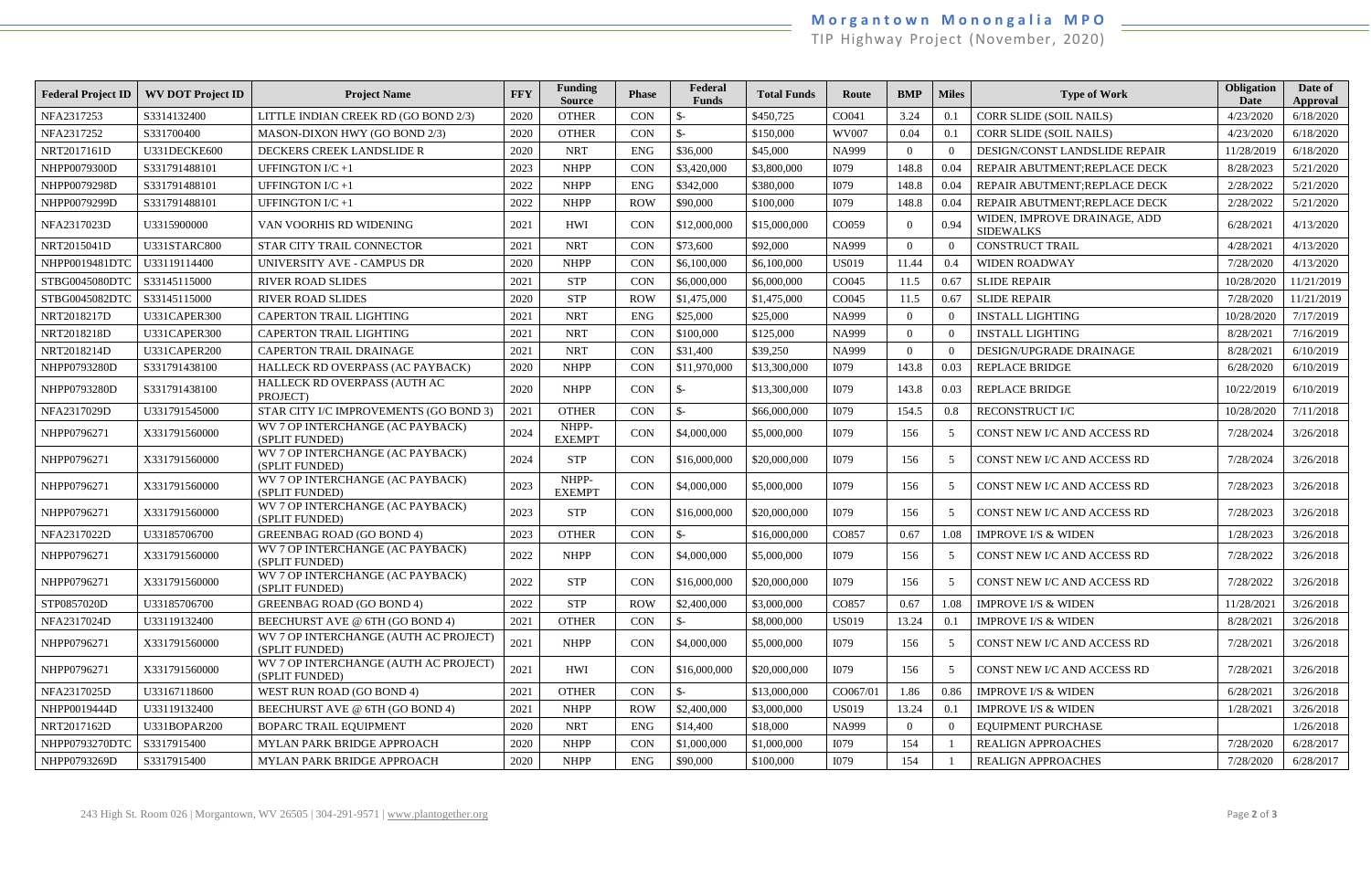| Federal Project ID | WV DOT Project ID | Project Name | FFY | Funding Source | Phase | Federal Funds | Total Funds | Route | BMP | Miles | Type of Work | Obligation Date | Date of Approval |
|---|---|---|---|---|---|---|---|---|---|---|---|---|---|
| NFA2317253 | S3314132400 | LITTLE INDIAN CREEK RD (GO BOND 2/3) | 2020 | OTHER | CON | $- | $450,725 | CO041 | 3.24 | 0.1 | CORR SLIDE (SOIL NAILS) | 4/23/2020 | 6/18/2020 |
| NFA2317252 | S331700400 | MASON-DIXON HWY (GO BOND 2/3) | 2020 | OTHER | CON | $- | $150,000 | WV007 | 0.04 | 0.1 | CORR SLIDE (SOIL NAILS) | 4/23/2020 | 6/18/2020 |
| NRT2017161D | U331DECKE600 | DECKERS CREEK LANDSLIDE R | 2020 | NRT | ENG | $36,000 | $45,000 | NA999 | 0 | 0 | DESIGN/CONST LANDSLIDE REPAIR | 11/28/2019 | 6/18/2020 |
| NHPP0079300D | S331791488101 | UFFINGTON I/C +1 | 2023 | NHPP | CON | $3,420,000 | $3,800,000 | I079 | 148.8 | 0.04 | REPAIR ABUTMENT;REPLACE DECK | 8/28/2023 | 5/21/2020 |
| NHPP0079298D | S331791488101 | UFFINGTON I/C +1 | 2022 | NHPP | ENG | $342,000 | $380,000 | I079 | 148.8 | 0.04 | REPAIR ABUTMENT;REPLACE DECK | 2/28/2022 | 5/21/2020 |
| NHPP0079299D | S331791488101 | UFFINGTON I/C +1 | 2022 | NHPP | ROW | $90,000 | $100,000 | I079 | 148.8 | 0.04 | REPAIR ABUTMENT;REPLACE DECK | 2/28/2022 | 5/21/2020 |
| NFA2317023D | U3315900000 | VAN VOORHIS RD WIDENING | 2021 | HWI | CON | $12,000,000 | $15,000,000 | CO059 | 0 | 0.94 | WIDEN, IMPROVE DRAINAGE, ADD SIDEWALKS | 6/28/2021 | 4/13/2020 |
| NRT2015041D | U331STARC800 | STAR CITY TRAIL CONNECTOR | 2021 | NRT | CON | $73,600 | $92,000 | NA999 | 0 | 0 | CONSTRUCT TRAIL | 4/28/2021 | 4/13/2020 |
| NHPP0019481DTC | U33119114400 | UNIVERSITY AVE - CAMPUS DR | 2020 | NHPP | CON | $6,100,000 | $6,100,000 | US019 | 11.44 | 0.4 | WIDEN ROADWAY | 7/28/2020 | 4/13/2020 |
| STBG0045080DTC | S33145115000 | RIVER ROAD SLIDES | 2021 | STP | CON | $6,000,000 | $6,000,000 | CO045 | 11.5 | 0.67 | SLIDE REPAIR | 10/28/2020 | 11/21/2019 |
| STBG0045082DTC | S33145115000 | RIVER ROAD SLIDES | 2020 | STP | ROW | $1,475,000 | $1,475,000 | CO045 | 11.5 | 0.67 | SLIDE REPAIR | 7/28/2020 | 11/21/2019 |
| NRT2018217D | U331CAPER300 | CAPERTON TRAIL LIGHTING | 2021 | NRT | ENG | $25,000 | $25,000 | NA999 | 0 | 0 | INSTALL LIGHTING | 10/28/2020 | 7/17/2019 |
| NRT2018218D | U331CAPER300 | CAPERTON TRAIL LIGHTING | 2021 | NRT | CON | $100,000 | $125,000 | NA999 | 0 | 0 | INSTALL LIGHTING | 8/28/2021 | 7/16/2019 |
| NRT2018214D | U331CAPER200 | CAPERTON TRAIL DRAINAGE | 2021 | NRT | CON | $31,400 | $39,250 | NA999 | 0 | 0 | DESIGN/UPGRADE DRAINAGE | 8/28/2021 | 6/10/2019 |
| NHPP0793280D | S331791438100 | HALLECK RD OVERPASS (AC PAYBACK) | 2020 | NHPP | CON | $11,970,000 | $13,300,000 | I079 | 143.8 | 0.03 | REPLACE BRIDGE | 6/28/2020 | 6/10/2019 |
| NHPP0793280D | S331791438100 | HALLECK RD OVERPASS (AUTH AC PROJECT) | 2020 | NHPP | CON | $- | $13,300,000 | I079 | 143.8 | 0.03 | REPLACE BRIDGE | 10/22/2019 | 6/10/2019 |
| NFA2317029D | U331791545000 | STAR CITY I/C IMPROVEMENTS (GO BOND 3) | 2021 | OTHER | CON | $- | $66,000,000 | I079 | 154.5 | 0.8 | RECONSTRUCT I/C | 10/28/2020 | 7/11/2018 |
| NHPP0796271 | X331791560000 | WV 7 OP INTERCHANGE (AC PAYBACK) (SPLIT FUNDED) | 2024 | NHPP-EXEMPT | CON | $4,000,000 | $5,000,000 | I079 | 156 | 5 | CONST NEW I/C AND ACCESS RD | 7/28/2024 | 3/26/2018 |
| NHPP0796271 | X331791560000 | WV 7 OP INTERCHANGE (AC PAYBACK) (SPLIT FUNDED) | 2024 | STP | CON | $16,000,000 | $20,000,000 | I079 | 156 | 5 | CONST NEW I/C AND ACCESS RD | 7/28/2024 | 3/26/2018 |
| NHPP0796271 | X331791560000 | WV 7 OP INTERCHANGE (AC PAYBACK) (SPLIT FUNDED) | 2023 | NHPP-EXEMPT | CON | $4,000,000 | $5,000,000 | I079 | 156 | 5 | CONST NEW I/C AND ACCESS RD | 7/28/2023 | 3/26/2018 |
| NHPP0796271 | X331791560000 | WV 7 OP INTERCHANGE (AC PAYBACK) (SPLIT FUNDED) | 2023 | STP | CON | $16,000,000 | $20,000,000 | I079 | 156 | 5 | CONST NEW I/C AND ACCESS RD | 7/28/2023 | 3/26/2018 |
| NFA2317022D | U33185706700 | GREENBAG ROAD (GO BOND 4) | 2023 | OTHER | CON | $- | $16,000,000 | CO857 | 0.67 | 1.08 | IMPROVE I/S & WIDEN | 1/28/2023 | 3/26/2018 |
| NHPP0796271 | X331791560000 | WV 7 OP INTERCHANGE (AC PAYBACK) (SPLIT FUNDED) | 2022 | NHPP | CON | $4,000,000 | $5,000,000 | I079 | 156 | 5 | CONST NEW I/C AND ACCESS RD | 7/28/2022 | 3/26/2018 |
| NHPP0796271 | X331791560000 | WV 7 OP INTERCHANGE (AC PAYBACK) (SPLIT FUNDED) | 2022 | STP | CON | $16,000,000 | $20,000,000 | I079 | 156 | 5 | CONST NEW I/C AND ACCESS RD | 7/28/2022 | 3/26/2018 |
| STP0857020D | U33185706700 | GREENBAG ROAD (GO BOND 4) | 2022 | STP | ROW | $2,400,000 | $3,000,000 | CO857 | 0.67 | 1.08 | IMPROVE I/S & WIDEN | 11/28/2021 | 3/26/2018 |
| NFA2317024D | U33119132400 | BEECHURST AVE @ 6TH (GO BOND 4) | 2021 | OTHER | CON | $- | $8,000,000 | US019 | 13.24 | 0.1 | IMPROVE I/S & WIDEN | 8/28/2021 | 3/26/2018 |
| NHPP0796271 | X331791560000 | WV 7 OP INTERCHANGE (AUTH AC PROJECT) (SPLIT FUNDED) | 2021 | NHPP | CON | $4,000,000 | $5,000,000 | I079 | 156 | 5 | CONST NEW I/C AND ACCESS RD | 7/28/2021 | 3/26/2018 |
| NHPP0796271 | X331791560000 | WV 7 OP INTERCHANGE (AUTH AC PROJECT) (SPLIT FUNDED) | 2021 | HWI | CON | $16,000,000 | $20,000,000 | I079 | 156 | 5 | CONST NEW I/C AND ACCESS RD | 7/28/2021 | 3/26/2018 |
| NFA2317025D | U33167118600 | WEST RUN ROAD (GO BOND 4) | 2021 | OTHER | CON | $- | $13,000,000 | CO067/01 | 1.86 | 0.86 | IMPROVE I/S & WIDEN | 6/28/2021 | 3/26/2018 |
| NHPP0019444D | U33119132400 | BEECHURST AVE @ 6TH (GO BOND 4) | 2021 | NHPP | ROW | $2,400,000 | $3,000,000 | US019 | 13.24 | 0.1 | IMPROVE I/S & WIDEN | 1/28/2021 | 3/26/2018 |
| NRT2017162D | U331BOPAR200 | BOPARC TRAIL EQUIPMENT | 2020 | NRT | ENG | $14,400 | $18,000 | NA999 | 0 | 0 | EQUIPMENT PURCHASE | | 1/26/2018 |
| NHPP0793270DTC | S3317915400 | MYLAN PARK BRIDGE APPROACH | 2020 | NHPP | CON | $1,000,000 | $1,000,000 | I079 | 154 | 1 | REALIGN APPROACHES | 7/28/2020 | 6/28/2017 |
| NHPP0793269D | S3317915400 | MYLAN PARK BRIDGE APPROACH | 2020 | NHPP | ENG | $90,000 | $100,000 | I079 | 154 | 1 | REALIGN APPROACHES | 7/28/2020 | 6/28/2017 |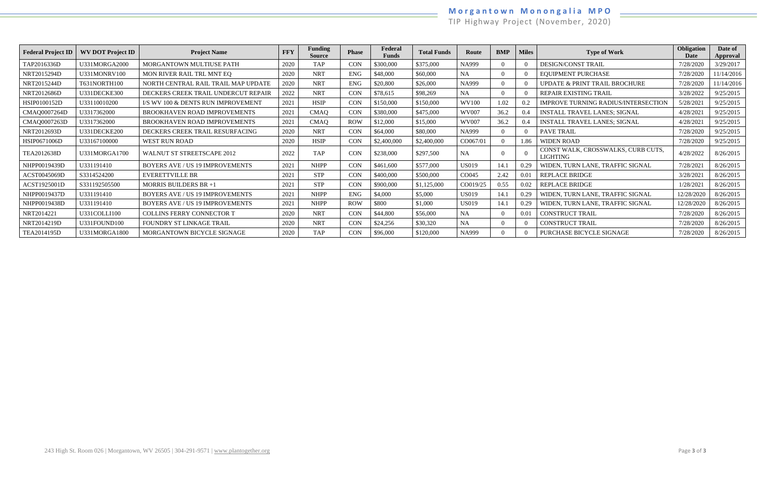| Federal Project ID | WV DOT Project ID | Project Name | FFY | Funding Source | Phase | Federal Funds | Total Funds | Route | BMP | Miles | Type of Work | Obligation Date | Date of Approval |
|---|---|---|---|---|---|---|---|---|---|---|---|---|---|
| TAP2016336D | U331MORGA2000 | MORGANTOWN MULTIUSE PATH | 2020 | TAP | CON | $300,000 | $375,000 | NA999 | 0 | 0 | DESIGN/CONST TRAIL | 7/28/2020 | 3/29/2017 |
| NRT2015294D | U331MONRV100 | MON RIVER RAIL TRL MNT EQ | 2020 | NRT | ENG | $48,000 | $60,000 | NA | 0 | 0 | EQUIPMENT PURCHASE | 7/28/2020 | 11/14/2016 |
| NRT2015244D | T631NORTH100 | NORTH CENTRAL RAIL TRAIL MAP UPDATE | 2020 | NRT | ENG | $20,800 | $26,000 | NA999 | 0 | 0 | UPDATE & PRINT TRAIL BROCHURE | 7/28/2020 | 11/14/2016 |
| NRT2012686D | U331DECKE300 | DECKERS CREEK TRAIL UNDERCUT REPAIR | 2022 | NRT | CON | $78,615 | $98,269 | NA | 0 | 0 | REPAIR EXISTING TRAIL | 3/28/2022 | 9/25/2015 |
| HSIP0100152D | U33110010200 | I/S WV 100 & DENTS RUN IMPROVEMENT | 2021 | HSIP | CON | $150,000 | $150,000 | WV100 | 1.02 | 0.2 | IMPROVE TURNING RADIUS/INTERSECTION | 5/28/2021 | 9/25/2015 |
| CMAQ0007264D | U3317362000 | BROOKHAVEN ROAD IMPROVEMENTS | 2021 | CMAQ | CON | $380,000 | $475,000 | WV007 | 36.2 | 0.4 | INSTALL TRAVEL LANES; SIGNAL | 4/28/2021 | 9/25/2015 |
| CMAQ0007263D | U3317362000 | BROOKHAVEN ROAD IMPROVEMENTS | 2021 | CMAQ | ROW | $12,000 | $15,000 | WV007 | 36.2 | 0.4 | INSTALL TRAVEL LANES; SIGNAL | 4/28/2021 | 9/25/2015 |
| NRT2012693D | U331DECKE200 | DECKERS CREEK TRAIL RESURFACING | 2020 | NRT | CON | $64,000 | $80,000 | NA999 | 0 | 0 | PAVE TRAIL | 7/28/2020 | 9/25/2015 |
| HSIP0671006D | U33167100000 | WEST RUN ROAD | 2020 | HSIP | CON | $2,400,000 | $2,400,000 | CO067/01 | 0 | 1.86 | WIDEN ROAD | 7/28/2020 | 9/25/2015 |
| TEA2012638D | U331MORGA1700 | WALNUT ST STREETSCAPE 2012 | 2022 | TAP | CON | $238,000 | $297,500 | NA | 0 | 0 | CONST WALK, CROSSWALKS, CURB CUTS, LIGHTING | 4/28/2022 | 8/26/2015 |
| NHPP0019439D | U331191410 | BOYERS AVE / US 19 IMPROVEMENTS | 2021 | NHPP | CON | $461,600 | $577,000 | US019 | 14.1 | 0.29 | WIDEN, TURN LANE, TRAFFIC SIGNAL | 7/28/2021 | 8/26/2015 |
| ACST0045069D | S3314524200 | EVERETTVILLE BR | 2021 | STP | CON | $400,000 | $500,000 | CO045 | 2.42 | 0.01 | REPLACE BRIDGE | 3/28/2021 | 8/26/2015 |
| ACST1925001D | S331192505500 | MORRIS BUILDERS BR +1 | 2021 | STP | CON | $900,000 | $1,125,000 | CO019/25 | 0.55 | 0.02 | REPLACE BRIDGE | 1/28/2021 | 8/26/2015 |
| NHPP0019437D | U331191410 | BOYERS AVE / US 19 IMPROVEMENTS | 2021 | NHPP | ENG | $4,000 | $5,000 | US019 | 14.1 | 0.29 | WIDEN, TURN LANE, TRAFFIC SIGNAL | 12/28/2020 | 8/26/2015 |
| NHPP0019438D | U331191410 | BOYERS AVE / US 19 IMPROVEMENTS | 2021 | NHPP | ROW | $800 | $1,000 | US019 | 14.1 | 0.29 | WIDEN, TURN LANE, TRAFFIC SIGNAL | 12/28/2020 | 8/26/2015 |
| NRT2014221 | U331COLLI100 | COLLINS FERRY CONNECTOR T | 2020 | NRT | CON | $44,800 | $56,000 | NA | 0 | 0.01 | CONSTRUCT TRAIL | 7/28/2020 | 8/26/2015 |
| NRT2014219D | U331FOUND100 | FOUNDRY ST LINKAGE TRAIL | 2020 | NRT | CON | $24,256 | $30,320 | NA | 0 | 0 | CONSTRUCT TRAIL | 7/28/2020 | 8/26/2015 |
| TEA2014195D | U331MORGA1800 | MORGANTOWN BICYCLE SIGNAGE | 2020 | TAP | CON | $96,000 | $120,000 | NA999 | 0 | 0 | PURCHASE BICYCLE SIGNAGE | 7/28/2020 | 8/26/2015 |